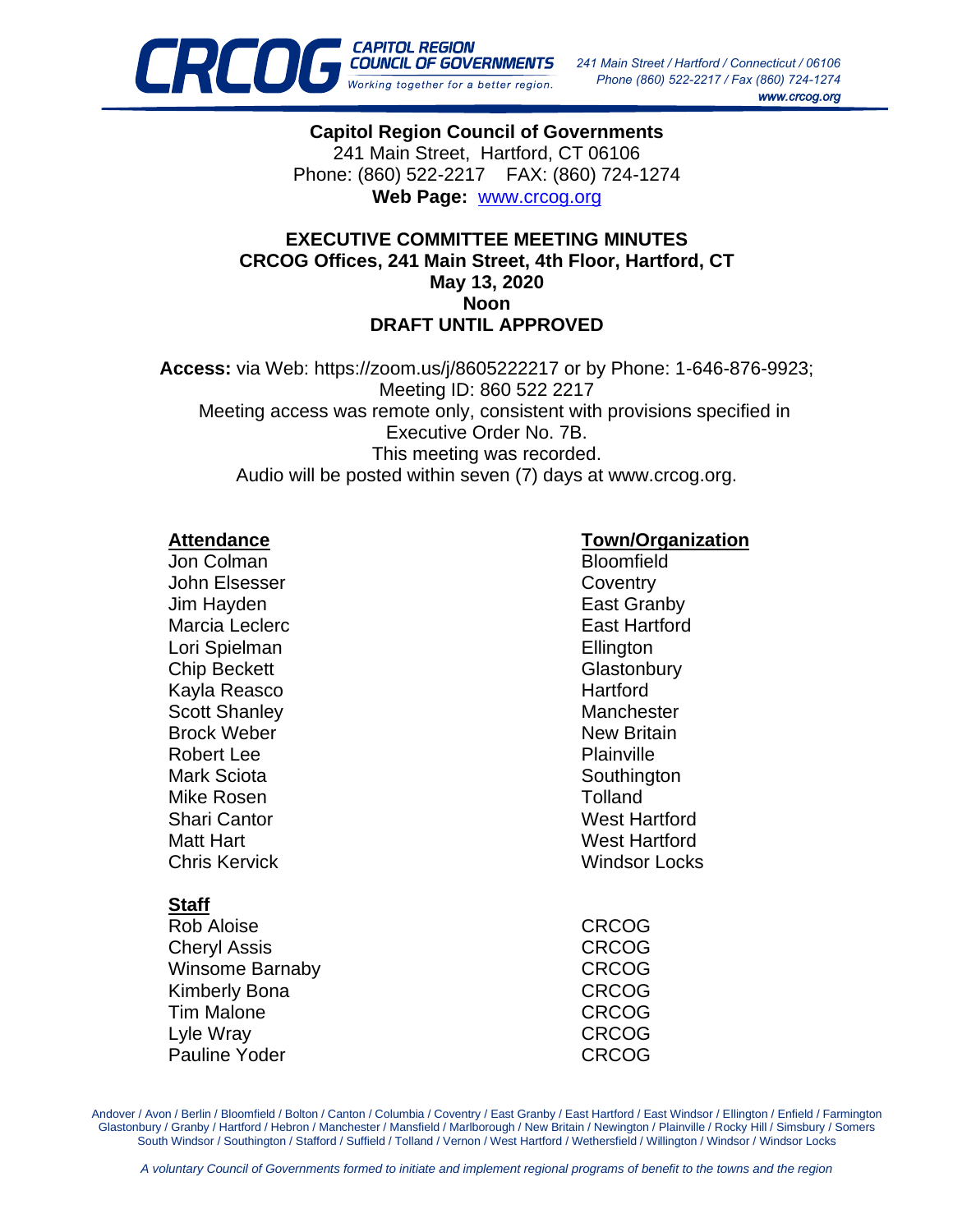**Capitol Region Council of Governments**
241 Main Street, Hartford, CT 06106
Phone: (860) 522-2217 FAX: (860) 724-1274
**Web Page:** www.crcog.org

## EXECUTIVE COMMITTEE MEETING MINUTES
**CRCOG Offices, 241 Main Street, 4th Floor, Hartford, CT**
**May 13, 2020**
**Noon**
**DRAFT UNTIL APPROVED**

**Access:** via Web: https://zoom.us/j/8605222217 or by Phone: 1-646-876-9923; Meeting ID: 860 522 2217
Meeting access was remote only, consistent with provisions specified in Executive Order No. 7B.
This meeting was recorded.
Audio will be posted within seven (7) days at www.crcog.org.

| Attendance | Town/Organization |
|---|---|
| Jon Colman | Bloomfield |
| John Elsesser | Coventry |
| Jim Hayden | East Granby |
| Marcia Leclerc | East Hartford |
| Lori Spielman | Ellington |
| Chip Beckett | Glastonbury |
| Kayla Reasco | Hartford |
| Scott Shanley | Manchester |
| Brock Weber | New Britain |
| Robert Lee | Plainville |
| Mark Sciota | Southington |
| Mike Rosen | Tolland |
| Shari Cantor | West Hartford |
| Matt Hart | West Hartford |
| Chris Kervick | Windsor Locks |

| Staff | |
|---|---|
| Rob Aloise | CRCOG |
| Cheryl Assis | CRCOG |
| Winsome Barnaby | CRCOG |
| Kimberly Bona | CRCOG |
| Tim Malone | CRCOG |
| Lyle Wray | CRCOG |
| Pauline Yoder | CRCOG |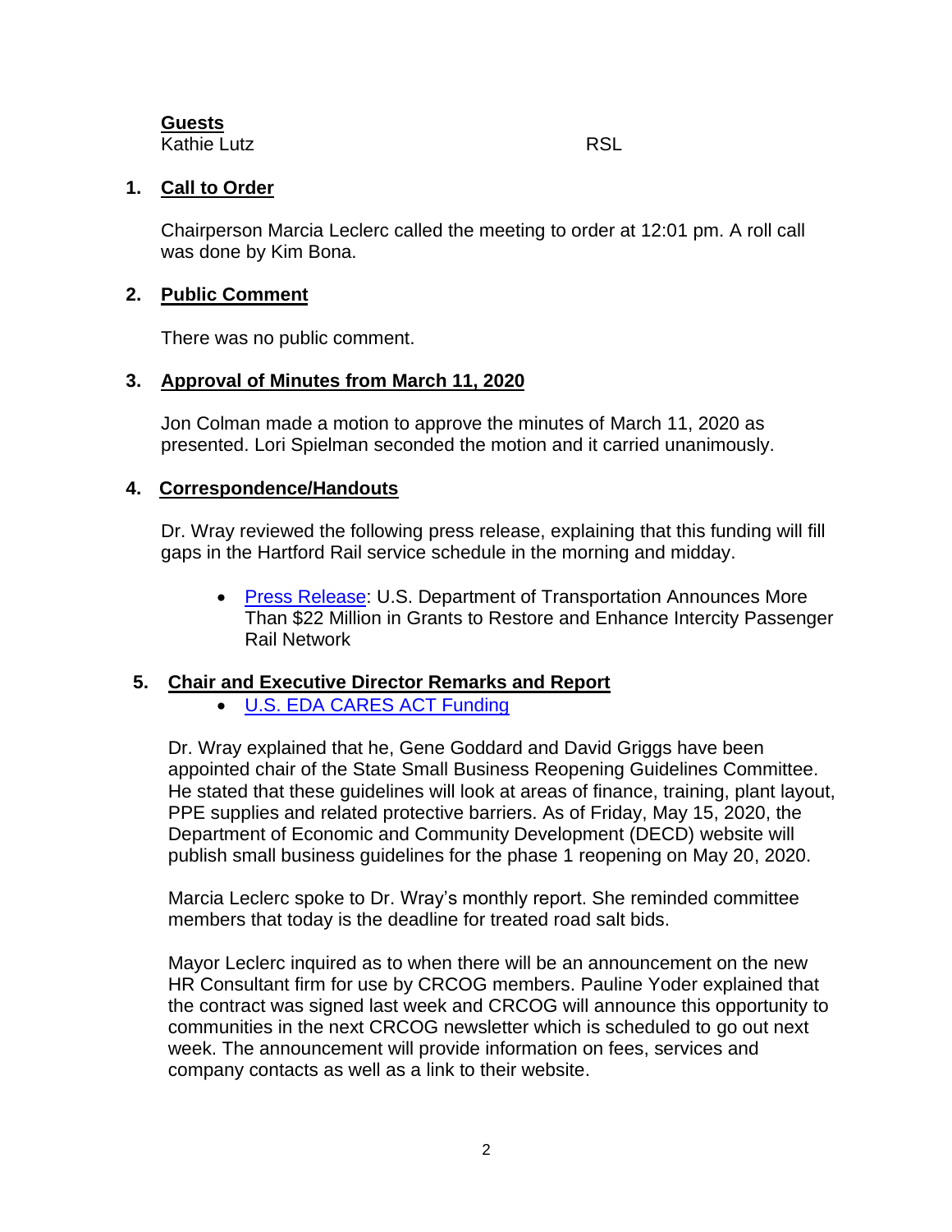**Guests**

| | |
|---|---|
| Kathie Lutz | RSL |

## 1. Call to Order

Chairperson Marcia Leclerc called the meeting to order at 12:01 pm. A roll call was done by Kim Bona.

## 2. Public Comment

There was no public comment.

## 3. Approval of Minutes from March 11, 2020

Jon Colman made a motion to approve the minutes of March 11, 2020 as presented. Lori Spielman seconded the motion and it carried unanimously.

## 4. Correspondence/Handouts

Dr. Wray reviewed the following press release, explaining that this funding will fill gaps in the Hartford Rail service schedule in the morning and midday.

- Press Release: U.S. Department of Transportation Announces More Than $22 Million in Grants to Restore and Enhance Intercity Passenger Rail Network

## 5. Chair and Executive Director Remarks and Report

- U.S. EDA CARES ACT Funding

Dr. Wray explained that he, Gene Goddard and David Griggs have been appointed chair of the State Small Business Reopening Guidelines Committee. He stated that these guidelines will look at areas of finance, training, plant layout, PPE supplies and related protective barriers. As of Friday, May 15, 2020, the Department of Economic and Community Development (DECD) website will publish small business guidelines for the phase 1 reopening on May 20, 2020.

Marcia Leclerc spoke to Dr. Wray's monthly report. She reminded committee members that today is the deadline for treated road salt bids.

Mayor Leclerc inquired as to when there will be an announcement on the new HR Consultant firm for use by CRCOG members. Pauline Yoder explained that the contract was signed last week and CRCOG will announce this opportunity to communities in the next CRCOG newsletter which is scheduled to go out next week. The announcement will provide information on fees, services and company contacts as well as a link to their website.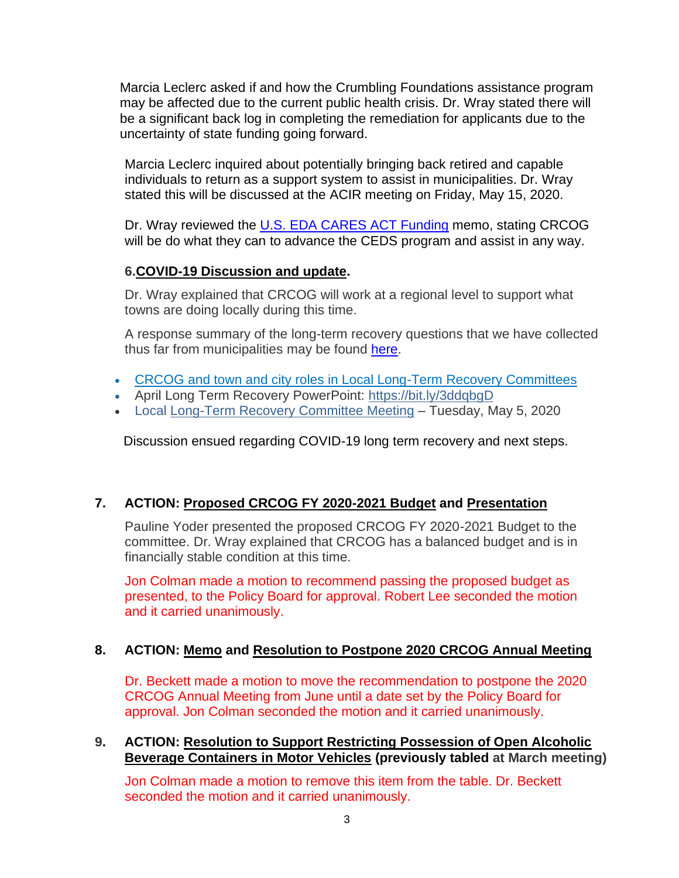Marcia Leclerc asked if and how the Crumbling Foundations assistance program may be affected due to the current public health crisis. Dr. Wray stated there will be a significant back log in completing the remediation for applicants due to the uncertainty of state funding going forward.

Marcia Leclerc inquired about potentially bringing back retired and capable individuals to return as a support system to assist in municipalities. Dr. Wray stated this will be discussed at the ACIR meeting on Friday, May 15, 2020.

Dr. Wray reviewed the U.S. EDA CARES ACT Funding memo, stating CRCOG will be do what they can to advance the CEDS program and assist in any way.

**6. COVID-19 Discussion and update.**

Dr. Wray explained that CRCOG will work at a regional level to support what towns are doing locally during this time.

A response summary of the long-term recovery questions that we have collected thus far from municipalities may be found here.

- CRCOG and town and city roles in Local Long-Term Recovery Committees
- April Long Term Recovery PowerPoint: https://bit.ly/3ddqbgD
- Local Long-Term Recovery Committee Meeting – Tuesday, May 5, 2020

Discussion ensued regarding COVID-19 long term recovery and next steps.

**7. ACTION: Proposed CRCOG FY 2020-2021 Budget and Presentation**

Pauline Yoder presented the proposed CRCOG FY 2020-2021 Budget to the committee. Dr. Wray explained that CRCOG has a balanced budget and is in financially stable condition at this time.

Jon Colman made a motion to recommend passing the proposed budget as presented, to the Policy Board for approval. Robert Lee seconded the motion and it carried unanimously.

**8. ACTION: Memo and Resolution to Postpone 2020 CRCOG Annual Meeting**

Dr. Beckett made a motion to move the recommendation to postpone the 2020 CRCOG Annual Meeting from June until a date set by the Policy Board for approval. Jon Colman seconded the motion and it carried unanimously.

**9. ACTION: Resolution to Support Restricting Possession of Open Alcoholic Beverage Containers in Motor Vehicles (previously tabled at March meeting)**

Jon Colman made a motion to remove this item from the table. Dr. Beckett seconded the motion and it carried unanimously.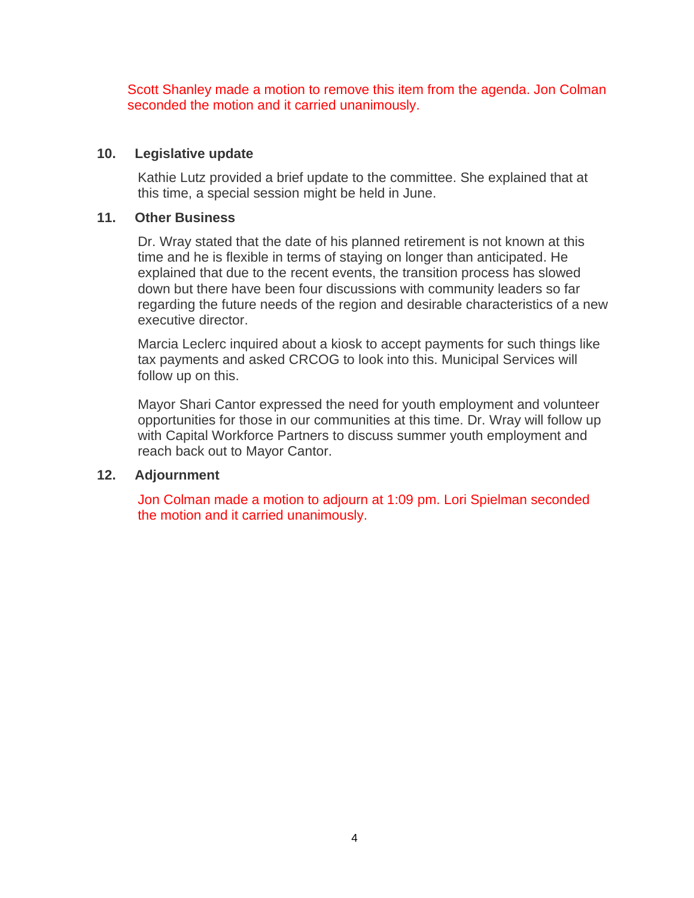Scott Shanley made a motion to remove this item from the agenda. Jon Colman seconded the motion and it carried unanimously.

## 10. Legislative update

Kathie Lutz provided a brief update to the committee. She explained that at this time, a special session might be held in June.

## 11. Other Business

Dr. Wray stated that the date of his planned retirement is not known at this time and he is flexible in terms of staying on longer than anticipated. He explained that due to the recent events, the transition process has slowed down but there have been four discussions with community leaders so far regarding the future needs of the region and desirable characteristics of a new executive director.

Marcia Leclerc inquired about a kiosk to accept payments for such things like tax payments and asked CRCOG to look into this. Municipal Services will follow up on this.

Mayor Shari Cantor expressed the need for youth employment and volunteer opportunities for those in our communities at this time. Dr. Wray will follow up with Capital Workforce Partners to discuss summer youth employment and reach back out to Mayor Cantor.

## 12. Adjournment

Jon Colman made a motion to adjourn at 1:09 pm. Lori Spielman seconded the motion and it carried unanimously.